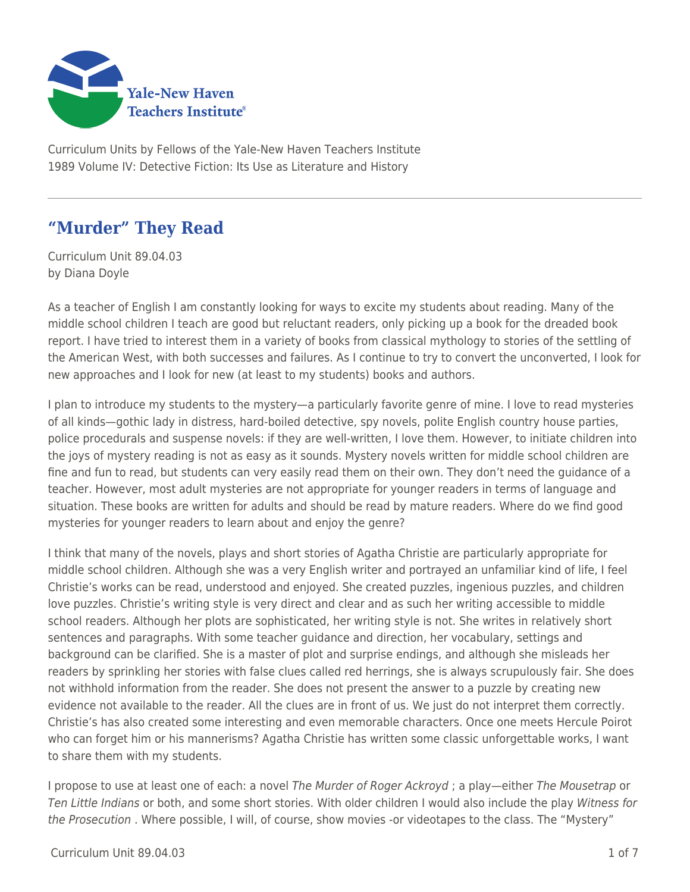Curriculum Units by Fellows of the Yale-New Haven Teachers Institute
1989 Volume IV: Detective Fiction: Its Use as Literature and History

# "Murder" They Read

Curriculum Unit 89.04.03
by Diana Doyle

As a teacher of English I am constantly looking for ways to excite my students about reading. Many of the middle school children I teach are good but reluctant readers, only picking up a book for the dreaded book report. I have tried to interest them in a variety of books from classical mythology to stories of the settling of the American West, with both successes and failures. As I continue to try to convert the unconverted, I look for new approaches and I look for new (at least to my students) books and authors.

I plan to introduce my students to the mystery—a particularly favorite genre of mine. I love to read mysteries of all kinds—gothic lady in distress, hard-boiled detective, spy novels, polite English country house parties, police procedurals and suspense novels: if they are well-written, I love them. However, to initiate children into the joys of mystery reading is not as easy as it sounds. Mystery novels written for middle school children are fine and fun to read, but students can very easily read them on their own. They don't need the guidance of a teacher. However, most adult mysteries are not appropriate for younger readers in terms of language and situation. These books are written for adults and should be read by mature readers. Where do we find good mysteries for younger readers to learn about and enjoy the genre?

I think that many of the novels, plays and short stories of Agatha Christie are particularly appropriate for middle school children. Although she was a very English writer and portrayed an unfamiliar kind of life, I feel Christie's works can be read, understood and enjoyed. She created puzzles, ingenious puzzles, and children love puzzles. Christie's writing style is very direct and clear and as such her writing accessible to middle school readers. Although her plots are sophisticated, her writing style is not. She writes in relatively short sentences and paragraphs. With some teacher guidance and direction, her vocabulary, settings and background can be clarified. She is a master of plot and surprise endings, and although she misleads her readers by sprinkling her stories with false clues called red herrings, she is always scrupulously fair. She does not withhold information from the reader. She does not present the answer to a puzzle by creating new evidence not available to the reader. All the clues are in front of us. We just do not interpret them correctly. Christie's has also created some interesting and even memorable characters. Once one meets Hercule Poirot who can forget him or his mannerisms? Agatha Christie has written some classic unforgettable works, I want to share them with my students.

I propose to use at least one of each: a novel *The Murder of Roger Ackroyd* ; a play—either *The Mousetrap* or *Ten Little Indians* or both, and some short stories. With older children I would also include the play *Witness for the Prosecution* . Where possible, I will, of course, show movies -or videotapes to the class. The "Mystery"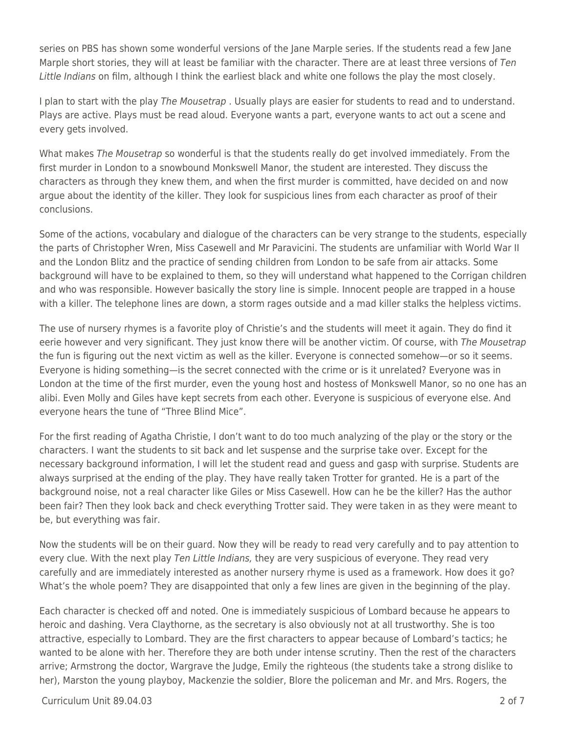series on PBS has shown some wonderful versions of the Jane Marple series. If the students read a few Jane Marple short stories, they will at least be familiar with the character. There are at least three versions of *Ten Little Indians* on film, although I think the earliest black and white one follows the play the most closely.

I plan to start with the play *The Mousetrap* . Usually plays are easier for students to read and to understand. Plays are active. Plays must be read aloud. Everyone wants a part, everyone wants to act out a scene and every gets involved.

What makes *The Mousetrap* so wonderful is that the students really do get involved immediately. From the first murder in London to a snowbound Monkswell Manor, the student are interested. They discuss the characters as through they knew them, and when the first murder is committed, have decided on and now argue about the identity of the killer. They look for suspicious lines from each character as proof of their conclusions.

Some of the actions, vocabulary and dialogue of the characters can be very strange to the students, especially the parts of Christopher Wren, Miss Casewell and Mr Paravicini. The students are unfamiliar with World War II and the London Blitz and the practice of sending children from London to be safe from air attacks. Some background will have to be explained to them, so they will understand what happened to the Corrigan children and who was responsible. However basically the story line is simple. Innocent people are trapped in a house with a killer. The telephone lines are down, a storm rages outside and a mad killer stalks the helpless victims.

The use of nursery rhymes is a favorite ploy of Christie's and the students will meet it again. They do find it eerie however and very significant. They just know there will be another victim. Of course, with *The Mousetrap* the fun is figuring out the next victim as well as the killer. Everyone is connected somehow—or so it seems. Everyone is hiding something—is the secret connected with the crime or is it unrelated? Everyone was in London at the time of the first murder, even the young host and hostess of Monkswell Manor, so no one has an alibi. Even Molly and Giles have kept secrets from each other. Everyone is suspicious of everyone else. And everyone hears the tune of "Three Blind Mice".

For the first reading of Agatha Christie, I don't want to do too much analyzing of the play or the story or the characters. I want the students to sit back and let suspense and the surprise take over. Except for the necessary background information, I will let the student read and guess and gasp with surprise. Students are always surprised at the ending of the play. They have really taken Trotter for granted. He is a part of the background noise, not a real character like Giles or Miss Casewell. How can he be the killer? Has the author been fair? Then they look back and check everything Trotter said. They were taken in as they were meant to be, but everything was fair.

Now the students will be on their guard. Now they will be ready to read very carefully and to pay attention to every clue. With the next play *Ten Little Indians,* they are very suspicious of everyone. They read very carefully and are immediately interested as another nursery rhyme is used as a framework. How does it go? What's the whole poem? They are disappointed that only a few lines are given in the beginning of the play.

Each character is checked off and noted. One is immediately suspicious of Lombard because he appears to heroic and dashing. Vera Claythorne, as the secretary is also obviously not at all trustworthy. She is too attractive, especially to Lombard. They are the first characters to appear because of Lombard's tactics; he wanted to be alone with her. Therefore they are both under intense scrutiny. Then the rest of the characters arrive; Armstrong the doctor, Wargrave the Judge, Emily the righteous (the students take a strong dislike to her), Marston the young playboy, Mackenzie the soldier, Blore the policeman and Mr. and Mrs. Rogers, the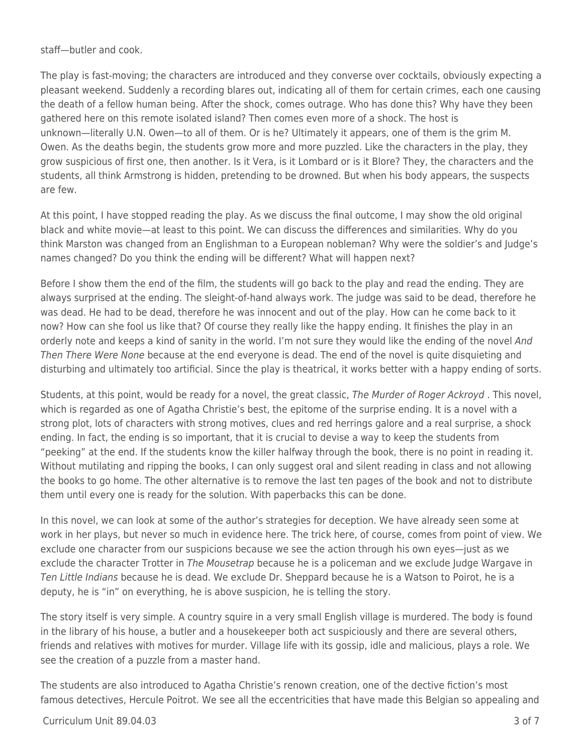staff—butler and cook.

The play is fast-moving; the characters are introduced and they converse over cocktails, obviously expecting a pleasant weekend. Suddenly a recording blares out, indicating all of them for certain crimes, each one causing the death of a fellow human being. After the shock, comes outrage. Who has done this? Why have they been gathered here on this remote isolated island? Then comes even more of a shock. The host is unknown—literally U.N. Owen—to all of them. Or is he? Ultimately it appears, one of them is the grim M. Owen. As the deaths begin, the students grow more and more puzzled. Like the characters in the play, they grow suspicious of first one, then another. Is it Vera, is it Lombard or is it Blore? They, the characters and the students, all think Armstrong is hidden, pretending to be drowned. But when his body appears, the suspects are few.

At this point, I have stopped reading the play. As we discuss the final outcome, I may show the old original black and white movie—at least to this point. We can discuss the differences and similarities. Why do you think Marston was changed from an Englishman to a European nobleman? Why were the soldier's and Judge's names changed? Do you think the ending will be different? What will happen next?

Before I show them the end of the film, the students will go back to the play and read the ending. They are always surprised at the ending. The sleight-of-hand always work. The judge was said to be dead, therefore he was dead. He had to be dead, therefore he was innocent and out of the play. How can he come back to it now? How can she fool us like that? Of course they really like the happy ending. It finishes the play in an orderly note and keeps a kind of sanity in the world. I'm not sure they would like the ending of the novel *And Then There Were None* because at the end everyone is dead. The end of the novel is quite disquieting and disturbing and ultimately too artificial. Since the play is theatrical, it works better with a happy ending of sorts.

Students, at this point, would be ready for a novel, the great classic, *The Murder of Roger Ackroyd* . This novel, which is regarded as one of Agatha Christie's best, the epitome of the surprise ending. It is a novel with a strong plot, lots of characters with strong motives, clues and red herrings galore and a real surprise, a shock ending. In fact, the ending is so important, that it is crucial to devise a way to keep the students from "peeking" at the end. If the students know the killer halfway through the book, there is no point in reading it. Without mutilating and ripping the books, I can only suggest oral and silent reading in class and not allowing the books to go home. The other alternative is to remove the last ten pages of the book and not to distribute them until every one is ready for the solution. With paperbacks this can be done.

In this novel, we can look at some of the author's strategies for deception. We have already seen some at work in her plays, but never so much in evidence here. The trick here, of course, comes from point of view. We exclude one character from our suspicions because we see the action through his own eyes—just as we exclude the character Trotter in *The Mousetrap* because he is a policeman and we exclude Judge Wargave in *Ten Little Indians* because he is dead. We exclude Dr. Sheppard because he is a Watson to Poirot, he is a deputy, he is "in" on everything, he is above suspicion, he is telling the story.

The story itself is very simple. A country squire in a very small English village is murdered. The body is found in the library of his house, a butler and a housekeeper both act suspiciously and there are several others, friends and relatives with motives for murder. Village life with its gossip, idle and malicious, plays a role. We see the creation of a puzzle from a master hand.

The students are also introduced to Agatha Christie's renown creation, one of the dective fiction's most famous detectives, Hercule Poitrot. We see all the eccentricities that have made this Belgian so appealing and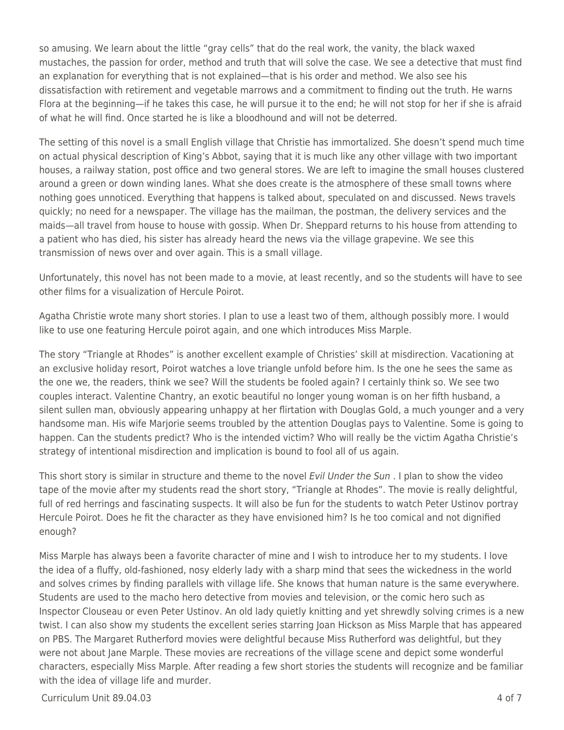so amusing. We learn about the little "gray cells" that do the real work, the vanity, the black waxed mustaches, the passion for order, method and truth that will solve the case. We see a detective that must find an explanation for everything that is not explained—that is his order and method. We also see his dissatisfaction with retirement and vegetable marrows and a commitment to finding out the truth. He warns Flora at the beginning—if he takes this case, he will pursue it to the end; he will not stop for her if she is afraid of what he will find. Once started he is like a bloodhound and will not be deterred.

The setting of this novel is a small English village that Christie has immortalized. She doesn't spend much time on actual physical description of King's Abbot, saying that it is much like any other village with two important houses, a railway station, post office and two general stores. We are left to imagine the small houses clustered around a green or down winding lanes. What she does create is the atmosphere of these small towns where nothing goes unnoticed. Everything that happens is talked about, speculated on and discussed. News travels quickly; no need for a newspaper. The village has the mailman, the postman, the delivery services and the maids—all travel from house to house with gossip. When Dr. Sheppard returns to his house from attending to a patient who has died, his sister has already heard the news via the village grapevine. We see this transmission of news over and over again. This is a small village.

Unfortunately, this novel has not been made to a movie, at least recently, and so the students will have to see other films for a visualization of Hercule Poirot.

Agatha Christie wrote many short stories. I plan to use a least two of them, although possibly more. I would like to use one featuring Hercule poirot again, and one which introduces Miss Marple.

The story "Triangle at Rhodes" is another excellent example of Christies' skill at misdirection. Vacationing at an exclusive holiday resort, Poirot watches a love triangle unfold before him. Is the one he sees the same as the one we, the readers, think we see? Will the students be fooled again? I certainly think so. We see two couples interact. Valentine Chantry, an exotic beautiful no longer young woman is on her fifth husband, a silent sullen man, obviously appearing unhappy at her flirtation with Douglas Gold, a much younger and a very handsome man. His wife Marjorie seems troubled by the attention Douglas pays to Valentine. Some is going to happen. Can the students predict? Who is the intended victim? Who will really be the victim Agatha Christie's strategy of intentional misdirection and implication is bound to fool all of us again.

This short story is similar in structure and theme to the novel *Evil Under the Sun* . I plan to show the video tape of the movie after my students read the short story, "Triangle at Rhodes". The movie is really delightful, full of red herrings and fascinating suspects. It will also be fun for the students to watch Peter Ustinov portray Hercule Poirot. Does he fit the character as they have envisioned him? Is he too comical and not dignified enough?

Miss Marple has always been a favorite character of mine and I wish to introduce her to my students. I love the idea of a fluffy, old-fashioned, nosy elderly lady with a sharp mind that sees the wickedness in the world and solves crimes by finding parallels with village life. She knows that human nature is the same everywhere. Students are used to the macho hero detective from movies and television, or the comic hero such as Inspector Clouseau or even Peter Ustinov. An old lady quietly knitting and yet shrewdly solving crimes is a new twist. I can also show my students the excellent series starring Joan Hickson as Miss Marple that has appeared on PBS. The Margaret Rutherford movies were delightful because Miss Rutherford was delightful, but they were not about Jane Marple. These movies are recreations of the village scene and depict some wonderful characters, especially Miss Marple. After reading a few short stories the students will recognize and be familiar with the idea of village life and murder.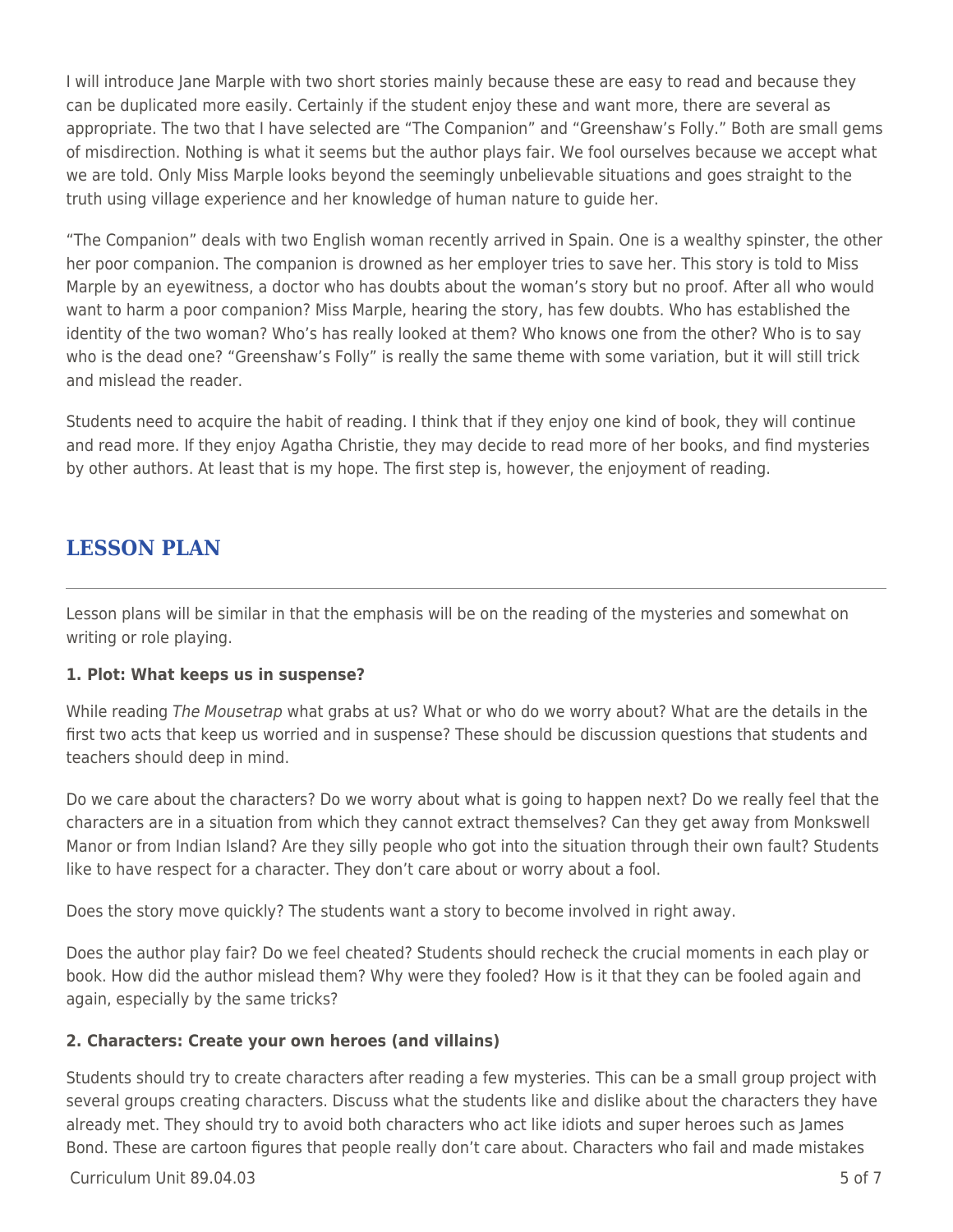I will introduce Jane Marple with two short stories mainly because these are easy to read and because they can be duplicated more easily. Certainly if the student enjoy these and want more, there are several as appropriate. The two that I have selected are "The Companion" and "Greenshaw's Folly." Both are small gems of misdirection. Nothing is what it seems but the author plays fair. We fool ourselves because we accept what we are told. Only Miss Marple looks beyond the seemingly unbelievable situations and goes straight to the truth using village experience and her knowledge of human nature to guide her.

"The Companion" deals with two English woman recently arrived in Spain. One is a wealthy spinster, the other her poor companion. The companion is drowned as her employer tries to save her. This story is told to Miss Marple by an eyewitness, a doctor who has doubts about the woman's story but no proof. After all who would want to harm a poor companion? Miss Marple, hearing the story, has few doubts. Who has established the identity of the two woman? Who's has really looked at them? Who knows one from the other? Who is to say who is the dead one? "Greenshaw's Folly" is really the same theme with some variation, but it will still trick and mislead the reader.

Students need to acquire the habit of reading. I think that if they enjoy one kind of book, they will continue and read more. If they enjoy Agatha Christie, they may decide to read more of her books, and find mysteries by other authors. At least that is my hope. The first step is, however, the enjoyment of reading.

## LESSON PLAN

Lesson plans will be similar in that the emphasis will be on the reading of the mysteries and somewhat on writing or role playing.

**1. Plot: What keeps us in suspense?**

While reading *The Mousetrap* what grabs at us? What or who do we worry about? What are the details in the first two acts that keep us worried and in suspense? These should be discussion questions that students and teachers should deep in mind.

Do we care about the characters? Do we worry about what is going to happen next? Do we really feel that the characters are in a situation from which they cannot extract themselves? Can they get away from Monkswell Manor or from Indian Island? Are they silly people who got into the situation through their own fault? Students like to have respect for a character. They don't care about or worry about a fool.

Does the story move quickly? The students want a story to become involved in right away.

Does the author play fair? Do we feel cheated? Students should recheck the crucial moments in each play or book. How did the author mislead them? Why were they fooled? How is it that they can be fooled again and again, especially by the same tricks?

**2. Characters: Create your own heroes (and villains)**

Students should try to create characters after reading a few mysteries. This can be a small group project with several groups creating characters. Discuss what the students like and dislike about the characters they have already met. They should try to avoid both characters who act like idiots and super heroes such as James Bond. These are cartoon figures that people really don't care about. Characters who fail and made mistakes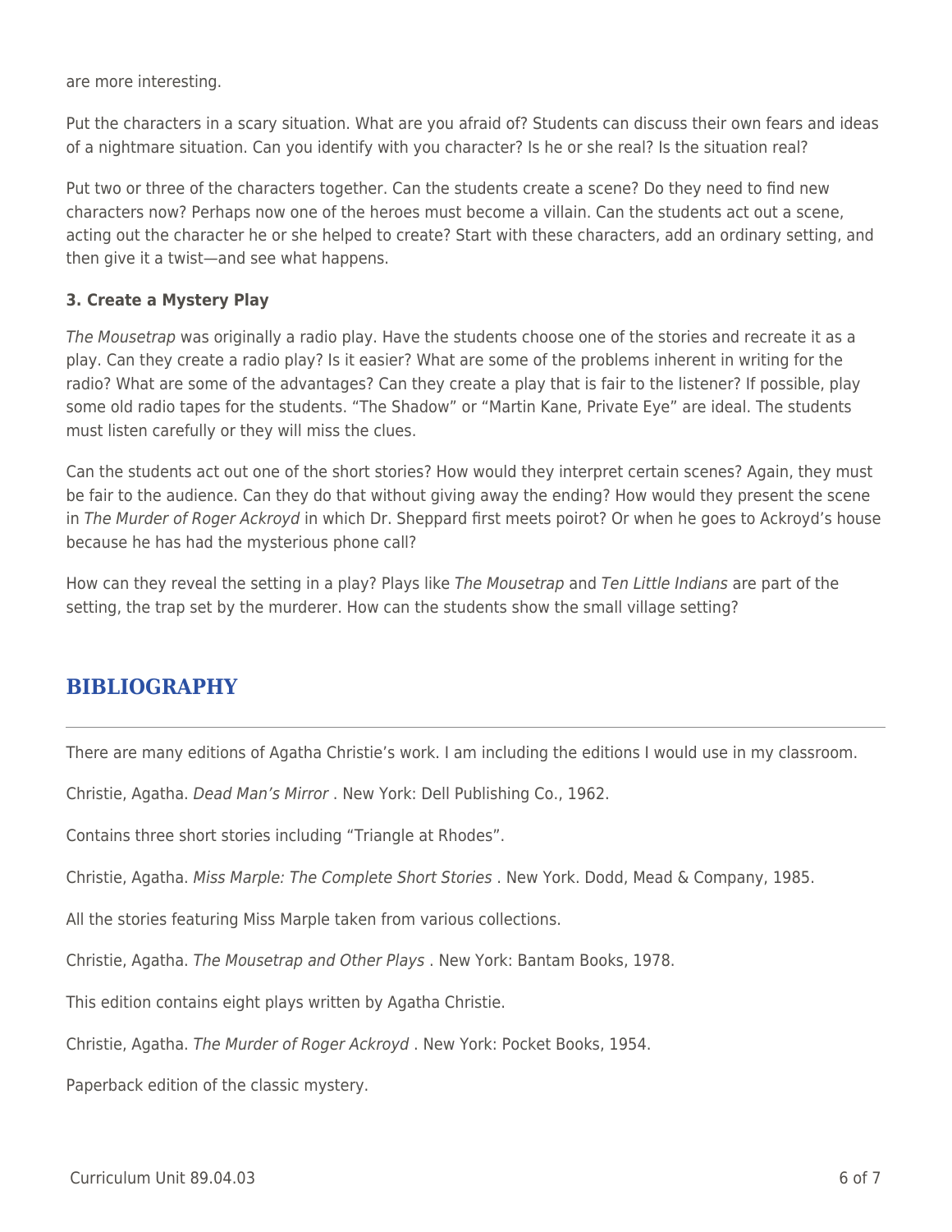are more interesting.

Put the characters in a scary situation. What are you afraid of? Students can discuss their own fears and ideas of a nightmare situation. Can you identify with you character? Is he or she real? Is the situation real?

Put two or three of the characters together. Can the students create a scene? Do they need to find new characters now? Perhaps now one of the heroes must become a villain. Can the students act out a scene, acting out the character he or she helped to create? Start with these characters, add an ordinary setting, and then give it a twist—and see what happens.

**3. Create a Mystery Play**

*The Mousetrap* was originally a radio play. Have the students choose one of the stories and recreate it as a play. Can they create a radio play? Is it easier? What are some of the problems inherent in writing for the radio? What are some of the advantages? Can they create a play that is fair to the listener? If possible, play some old radio tapes for the students. "The Shadow" or "Martin Kane, Private Eye" are ideal. The students must listen carefully or they will miss the clues.

Can the students act out one of the short stories? How would they interpret certain scenes? Again, they must be fair to the audience. Can they do that without giving away the ending? How would they present the scene in *The Murder of Roger Ackroyd* in which Dr. Sheppard first meets poirot? Or when he goes to Ackroyd's house because he has had the mysterious phone call?

How can they reveal the setting in a play? Plays like *The Mousetrap* and *Ten Little Indians* are part of the setting, the trap set by the murderer. How can the students show the small village setting?

## BIBLIOGRAPHY

There are many editions of Agatha Christie's work. I am including the editions I would use in my classroom.

Christie, Agatha. *Dead Man's Mirror* . New York: Dell Publishing Co., 1962.

Contains three short stories including "Triangle at Rhodes".

Christie, Agatha. *Miss Marple: The Complete Short Stories* . New York. Dodd, Mead & Company, 1985.

All the stories featuring Miss Marple taken from various collections.

Christie, Agatha. *The Mousetrap and Other Plays* . New York: Bantam Books, 1978.

This edition contains eight plays written by Agatha Christie.

Christie, Agatha. *The Murder of Roger Ackroyd* . New York: Pocket Books, 1954.

Paperback edition of the classic mystery.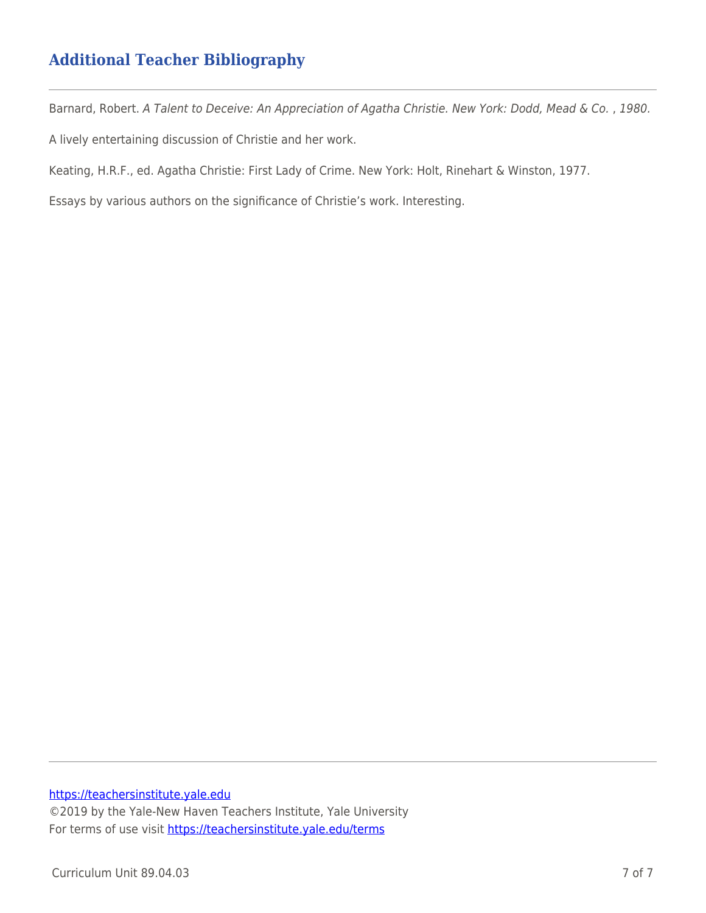## Additional Teacher Bibliography

Barnard, Robert. *A Talent to Deceive: An Appreciation of Agatha Christie. New York: Dodd, Mead & Co. , 1980.*

A lively entertaining discussion of Christie and her work.

Keating, H.R.F., ed. Agatha Christie: First Lady of Crime. New York: Holt, Rinehart & Winston, 1977.

Essays by various authors on the significance of Christie's work. Interesting.

https://teachersinstitute.yale.edu
©2019 by the Yale-New Haven Teachers Institute, Yale University
For terms of use visit https://teachersinstitute.yale.edu/terms